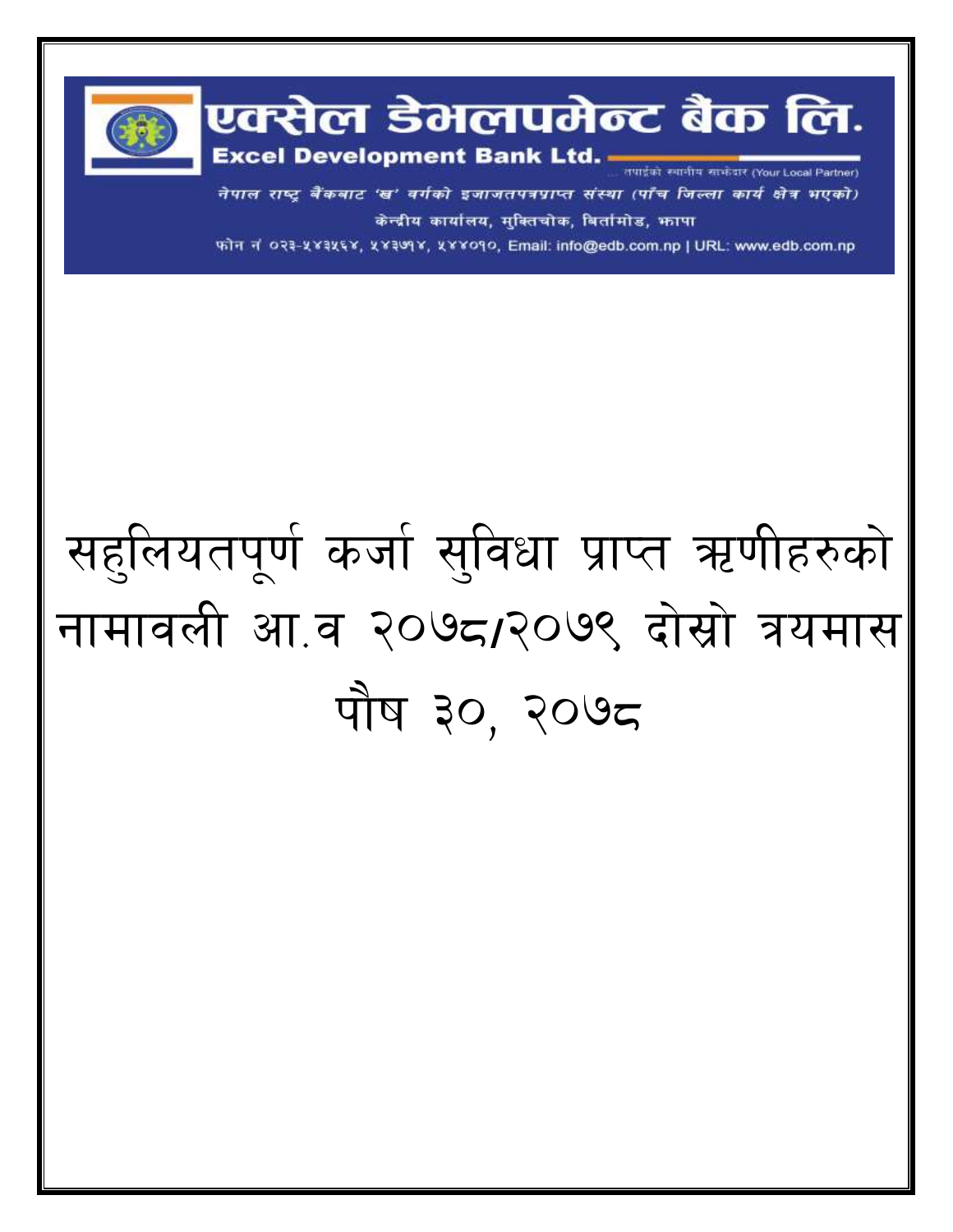# एक्सेल डेभलपमेन्ट बैंक लि.

**Excel Development Bank Ltd.**

... तपाईंको स्थानीय साझेदार (Your Local Partner)

*नेपाल राष्ट्र बैंकबाट 'ख' वर्गको इजाजतपत्रप्राप्त संस्था (पाँच जिल्ला कार्य क्षेत्र भएको)*

केन्द्रीय कार्यालय, मुक्तिचोक, बिर्तामोड, झापा

फोन नं ०२३-५४३५६४, ५४३७१४, ५४४०१०, Email: info@edb.com.np | URL: www.edb.com.np

# सहुलियतपूर्ण कर्जा सुविधा प्राप्त ऋणीहरुको नामावली आ.व २०७८/२०७९ दोस्रो त्रयमास

# पौष ३०, २०७८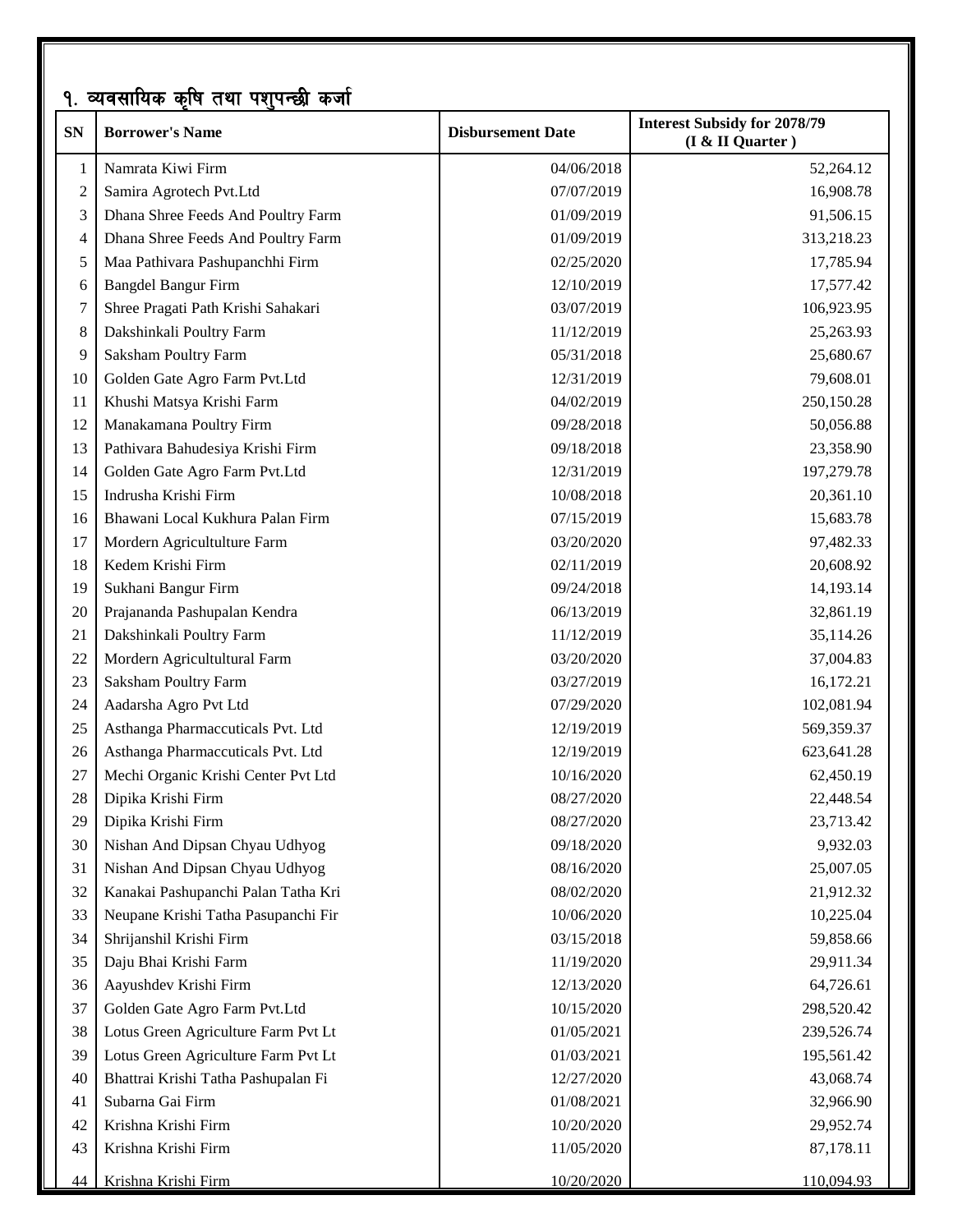## १. व्यवसायिक कृषि तथा पशुपन्छी कर्जा

| SN | Borrower's Name | Disbursement Date | Interest Subsidy for 2078/79 (I & II Quarter ) |
|---|---|---|---|
| 1 | Namrata Kiwi Firm | 04/06/2018 | 52,264.12 |
| 2 | Samira Agrotech Pvt.Ltd | 07/07/2019 | 16,908.78 |
| 3 | Dhana Shree Feeds And Poultry Farm | 01/09/2019 | 91,506.15 |
| 4 | Dhana Shree Feeds And Poultry Farm | 01/09/2019 | 313,218.23 |
| 5 | Maa Pathivara Pashupanchhi Firm | 02/25/2020 | 17,785.94 |
| 6 | Bangdel Bangur Firm | 12/10/2019 | 17,577.42 |
| 7 | Shree Pragati Path Krishi Sahakari | 03/07/2019 | 106,923.95 |
| 8 | Dakshinkali Poultry Farm | 11/12/2019 | 25,263.93 |
| 9 | Saksham Poultry Farm | 05/31/2018 | 25,680.67 |
| 10 | Golden Gate Agro Farm Pvt.Ltd | 12/31/2019 | 79,608.01 |
| 11 | Khushi Matsya Krishi Farm | 04/02/2019 | 250,150.28 |
| 12 | Manakamana Poultry Firm | 09/28/2018 | 50,056.88 |
| 13 | Pathivara Bahudesiya Krishi Firm | 09/18/2018 | 23,358.90 |
| 14 | Golden Gate Agro Farm Pvt.Ltd | 12/31/2019 | 197,279.78 |
| 15 | Indrusha Krishi Firm | 10/08/2018 | 20,361.10 |
| 16 | Bhawani Local Kukhura Palan Firm | 07/15/2019 | 15,683.78 |
| 17 | Mordern Agricultulture Farm | 03/20/2020 | 97,482.33 |
| 18 | Kedem Krishi Firm | 02/11/2019 | 20,608.92 |
| 19 | Sukhani Bangur Firm | 09/24/2018 | 14,193.14 |
| 20 | Prajananda Pashupalan Kendra | 06/13/2019 | 32,861.19 |
| 21 | Dakshinkali Poultry Farm | 11/12/2019 | 35,114.26 |
| 22 | Mordern Agricultultural Farm | 03/20/2020 | 37,004.83 |
| 23 | Saksham Poultry Farm | 03/27/2019 | 16,172.21 |
| 24 | Aadarsha Agro Pvt Ltd | 07/29/2020 | 102,081.94 |
| 25 | Asthanga Pharmaccuticals Pvt. Ltd | 12/19/2019 | 569,359.37 |
| 26 | Asthanga Pharmaccuticals Pvt. Ltd | 12/19/2019 | 623,641.28 |
| 27 | Mechi Organic Krishi Center Pvt Ltd | 10/16/2020 | 62,450.19 |
| 28 | Dipika Krishi Firm | 08/27/2020 | 22,448.54 |
| 29 | Dipika Krishi Firm | 08/27/2020 | 23,713.42 |
| 30 | Nishan And Dipsan Chyau Udhyog | 09/18/2020 | 9,932.03 |
| 31 | Nishan And Dipsan Chyau Udhyog | 08/16/2020 | 25,007.05 |
| 32 | Kanakai Pashupanchi Palan Tatha Kri | 08/02/2020 | 21,912.32 |
| 33 | Neupane Krishi Tatha Pasupanchi Fir | 10/06/2020 | 10,225.04 |
| 34 | Shrijanshil Krishi Firm | 03/15/2018 | 59,858.66 |
| 35 | Daju Bhai Krishi Farm | 11/19/2020 | 29,911.34 |
| 36 | Aayushdev Krishi Firm | 12/13/2020 | 64,726.61 |
| 37 | Golden Gate Agro Farm Pvt.Ltd | 10/15/2020 | 298,520.42 |
| 38 | Lotus Green Agriculture Farm Pvt Lt | 01/05/2021 | 239,526.74 |
| 39 | Lotus Green Agriculture Farm Pvt Lt | 01/03/2021 | 195,561.42 |
| 40 | Bhattrai Krishi Tatha Pashupalan Fi | 12/27/2020 | 43,068.74 |
| 41 | Subarna Gai Firm | 01/08/2021 | 32,966.90 |
| 42 | Krishna Krishi Firm | 10/20/2020 | 29,952.74 |
| 43 | Krishna Krishi Firm | 11/05/2020 | 87,178.11 |
| 44 | Krishna Krishi Firm | 10/20/2020 | 110,094.93 |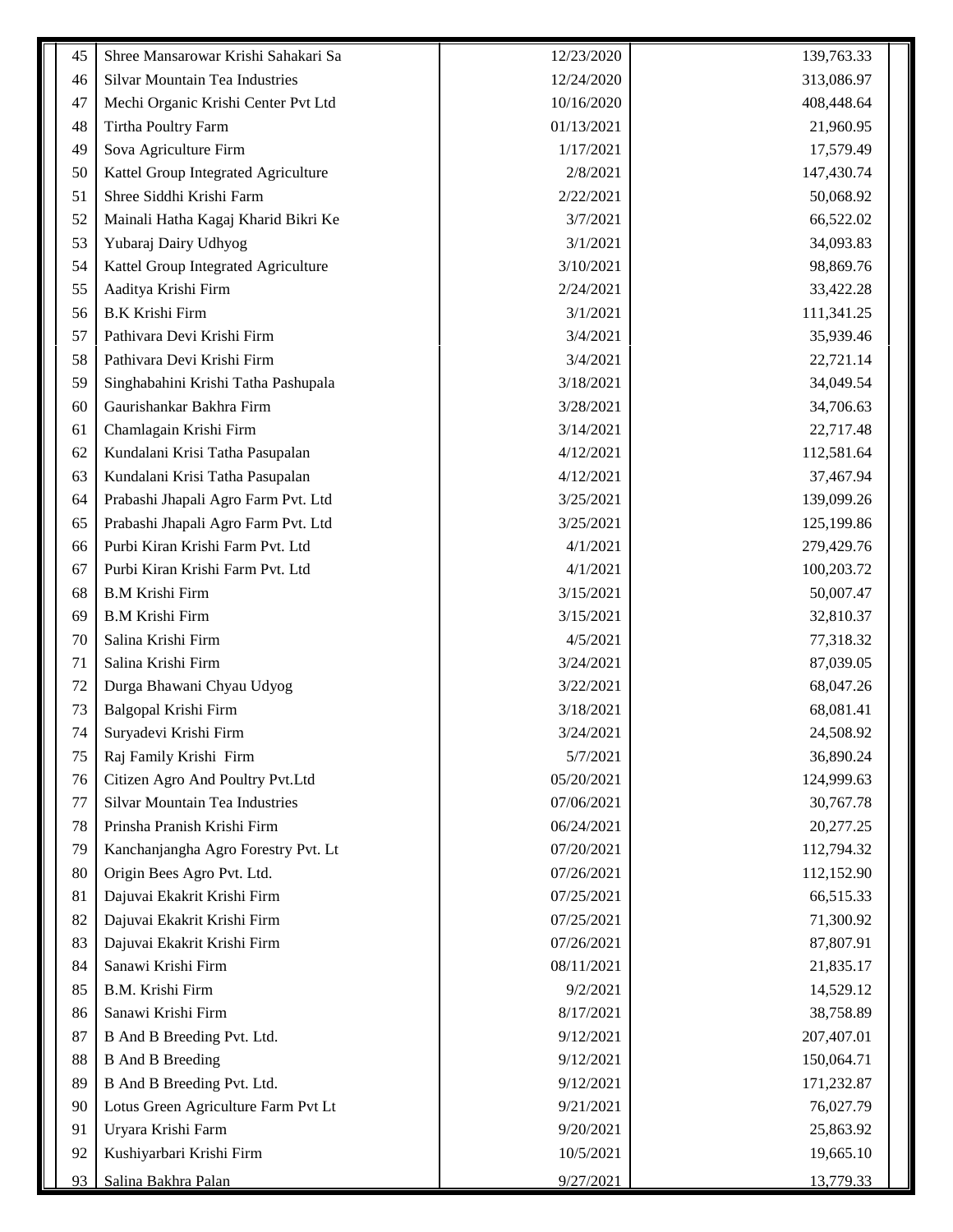| | | | |
|---|---|---|---|
| 45 | Shree Mansarowar Krishi Sahakari Sa | 12/23/2020 | 139,763.33 |
| 46 | Silvar Mountain Tea Industries | 12/24/2020 | 313,086.97 |
| 47 | Mechi Organic Krishi Center Pvt Ltd | 10/16/2020 | 408,448.64 |
| 48 | Tirtha Poultry Farm | 01/13/2021 | 21,960.95 |
| 49 | Sova Agriculture Firm | 1/17/2021 | 17,579.49 |
| 50 | Kattel Group Integrated Agriculture | 2/8/2021 | 147,430.74 |
| 51 | Shree Siddhi Krishi Farm | 2/22/2021 | 50,068.92 |
| 52 | Mainali Hatha Kagaj Kharid Bikri Ke | 3/7/2021 | 66,522.02 |
| 53 | Yubaraj Dairy Udhyog | 3/1/2021 | 34,093.83 |
| 54 | Kattel Group Integrated Agriculture | 3/10/2021 | 98,869.76 |
| 55 | Aaditya Krishi Firm | 2/24/2021 | 33,422.28 |
| 56 | B.K Krishi Firm | 3/1/2021 | 111,341.25 |
| 57 | Pathivara Devi Krishi Firm | 3/4/2021 | 35,939.46 |
| 58 | Pathivara Devi Krishi Firm | 3/4/2021 | 22,721.14 |
| 59 | Singhabahini Krishi Tatha Pashupala | 3/18/2021 | 34,049.54 |
| 60 | Gaurishankar Bakhra Firm | 3/28/2021 | 34,706.63 |
| 61 | Chamlagain Krishi Firm | 3/14/2021 | 22,717.48 |
| 62 | Kundalani Krisi Tatha Pasupalan | 4/12/2021 | 112,581.64 |
| 63 | Kundalani Krisi Tatha Pasupalan | 4/12/2021 | 37,467.94 |
| 64 | Prabashi Jhapali Agro Farm Pvt. Ltd | 3/25/2021 | 139,099.26 |
| 65 | Prabashi Jhapali Agro Farm Pvt. Ltd | 3/25/2021 | 125,199.86 |
| 66 | Purbi Kiran Krishi Farm Pvt. Ltd | 4/1/2021 | 279,429.76 |
| 67 | Purbi Kiran Krishi Farm Pvt. Ltd | 4/1/2021 | 100,203.72 |
| 68 | B.M Krishi Firm | 3/15/2021 | 50,007.47 |
| 69 | B.M Krishi Firm | 3/15/2021 | 32,810.37 |
| 70 | Salina Krishi Firm | 4/5/2021 | 77,318.32 |
| 71 | Salina Krishi Firm | 3/24/2021 | 87,039.05 |
| 72 | Durga Bhawani Chyau Udyog | 3/22/2021 | 68,047.26 |
| 73 | Balgopal Krishi Firm | 3/18/2021 | 68,081.41 |
| 74 | Suryadevi Krishi Firm | 3/24/2021 | 24,508.92 |
| 75 | Raj Family Krishi Firm | 5/7/2021 | 36,890.24 |
| 76 | Citizen Agro And Poultry Pvt.Ltd | 05/20/2021 | 124,999.63 |
| 77 | Silvar Mountain Tea Industries | 07/06/2021 | 30,767.78 |
| 78 | Prinsha Pranish Krishi Firm | 06/24/2021 | 20,277.25 |
| 79 | Kanchanjangha Agro Forestry Pvt. Lt | 07/20/2021 | 112,794.32 |
| 80 | Origin Bees Agro Pvt. Ltd. | 07/26/2021 | 112,152.90 |
| 81 | Dajuvai Ekakrit Krishi Firm | 07/25/2021 | 66,515.33 |
| 82 | Dajuvai Ekakrit Krishi Firm | 07/25/2021 | 71,300.92 |
| 83 | Dajuvai Ekakrit Krishi Firm | 07/26/2021 | 87,807.91 |
| 84 | Sanawi Krishi Firm | 08/11/2021 | 21,835.17 |
| 85 | B.M. Krishi Firm | 9/2/2021 | 14,529.12 |
| 86 | Sanawi Krishi Firm | 8/17/2021 | 38,758.89 |
| 87 | B And B Breeding Pvt. Ltd. | 9/12/2021 | 207,407.01 |
| 88 | B And B Breeding | 9/12/2021 | 150,064.71 |
| 89 | B And B Breeding Pvt. Ltd. | 9/12/2021 | 171,232.87 |
| 90 | Lotus Green Agriculture Farm Pvt Lt | 9/21/2021 | 76,027.79 |
| 91 | Uryara Krishi Farm | 9/20/2021 | 25,863.92 |
| 92 | Kushiyarbari Krishi Firm | 10/5/2021 | 19,665.10 |
| 93 | Salina Bakhra Palan | 9/27/2021 | 13,779.33 |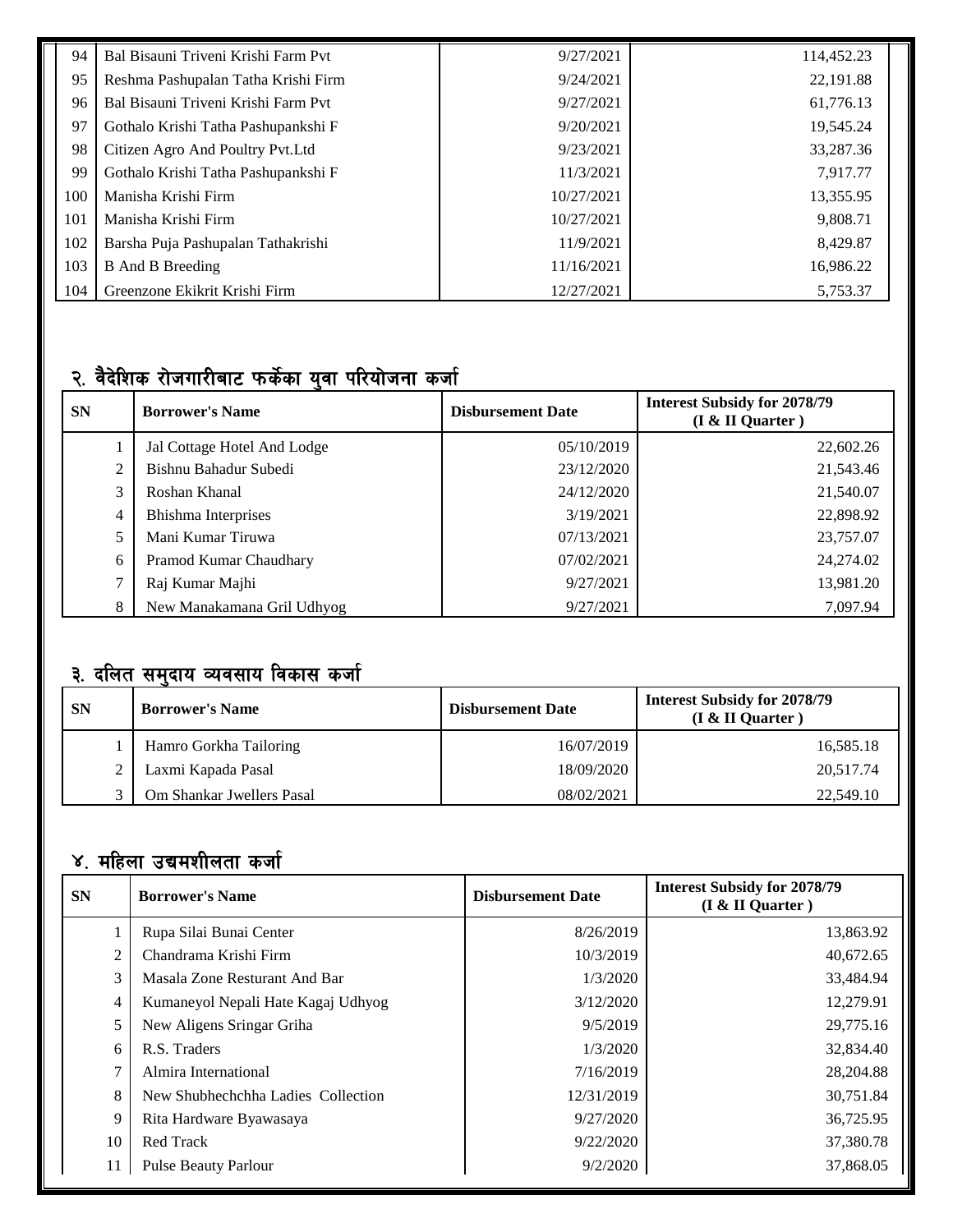| | | | |
|---|---|---|---|
| 94 | Bal Bisauni Triveni Krishi Farm Pvt | 9/27/2021 | 114,452.23 |
| 95 | Reshma Pashupalan Tatha Krishi Firm | 9/24/2021 | 22,191.88 |
| 96 | Bal Bisauni Triveni Krishi Farm Pvt | 9/27/2021 | 61,776.13 |
| 97 | Gothalo Krishi Tatha Pashupankshi F | 9/20/2021 | 19,545.24 |
| 98 | Citizen Agro And Poultry Pvt.Ltd | 9/23/2021 | 33,287.36 |
| 99 | Gothalo Krishi Tatha Pashupankshi F | 11/3/2021 | 7,917.77 |
| 100 | Manisha Krishi Firm | 10/27/2021 | 13,355.95 |
| 101 | Manisha Krishi Firm | 10/27/2021 | 9,808.71 |
| 102 | Barsha Puja Pashupalan Tathakrishi | 11/9/2021 | 8,429.87 |
| 103 | B And B Breeding | 11/16/2021 | 16,986.22 |
| 104 | Greenzone Ekikrit Krishi Firm | 12/27/2021 | 5,753.37 |

## २. वैदेशिक रोजगारीबाट फर्केका युवा परियोजना कर्जा

| SN | Borrower's Name | Disbursement Date | Interest Subsidy for 2078/79 (I & II Quarter ) |
|---|---|---|---|
| 1 | Jal Cottage Hotel And Lodge | 05/10/2019 | 22,602.26 |
| 2 | Bishnu Bahadur Subedi | 23/12/2020 | 21,543.46 |
| 3 | Roshan Khanal | 24/12/2020 | 21,540.07 |
| 4 | Bhishma Interprises | 3/19/2021 | 22,898.92 |
| 5 | Mani Kumar Tiruwa | 07/13/2021 | 23,757.07 |
| 6 | Pramod Kumar Chaudhary | 07/02/2021 | 24,274.02 |
| 7 | Raj Kumar Majhi | 9/27/2021 | 13,981.20 |
| 8 | New Manakamana Gril Udhyog | 9/27/2021 | 7,097.94 |

## ३. दलित समुदाय व्यवसाय विकास कर्जा

| SN | Borrower's Name | Disbursement Date | Interest Subsidy for 2078/79 (I & II Quarter ) |
|---|---|---|---|
| 1 | Hamro Gorkha Tailoring | 16/07/2019 | 16,585.18 |
| 2 | Laxmi Kapada Pasal | 18/09/2020 | 20,517.74 |
| 3 | Om Shankar Jwellers Pasal | 08/02/2021 | 22,549.10 |

## ४. महिला उद्यमशीलता कर्जा

| SN | Borrower's Name | Disbursement Date | Interest Subsidy for 2078/79 (I & II Quarter ) |
|---|---|---|---|
| 1 | Rupa Silai Bunai Center | 8/26/2019 | 13,863.92 |
| 2 | Chandrama Krishi Firm | 10/3/2019 | 40,672.65 |
| 3 | Masala Zone Resturant And Bar | 1/3/2020 | 33,484.94 |
| 4 | Kumaneyol Nepali Hate Kagaj Udhyog | 3/12/2020 | 12,279.91 |
| 5 | New Aligens Sringar Griha | 9/5/2019 | 29,775.16 |
| 6 | R.S. Traders | 1/3/2020 | 32,834.40 |
| 7 | Almira International | 7/16/2019 | 28,204.88 |
| 8 | New Shubhechchha Ladies Collection | 12/31/2019 | 30,751.84 |
| 9 | Rita Hardware Byawasaya | 9/27/2020 | 36,725.95 |
| 10 | Red Track | 9/22/2020 | 37,380.78 |
| 11 | Pulse Beauty Parlour | 9/2/2020 | 37,868.05 |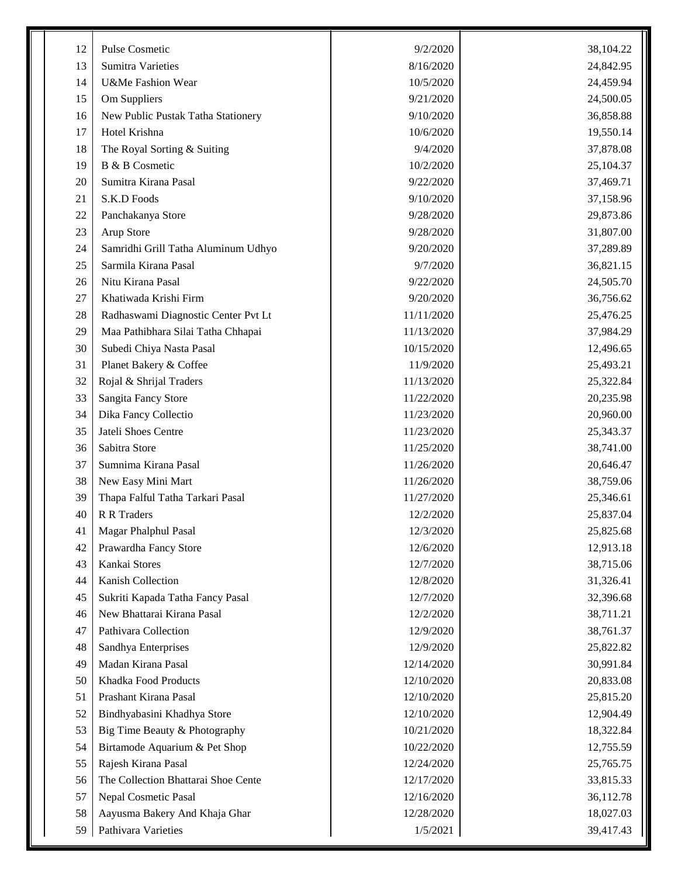| | | | |
|---|---|---|---|
| 12 | Pulse Cosmetic | 9/2/2020 | 38,104.22 |
| 13 | Sumitra Varieties | 8/16/2020 | 24,842.95 |
| 14 | U&Me Fashion Wear | 10/5/2020 | 24,459.94 |
| 15 | Om Suppliers | 9/21/2020 | 24,500.05 |
| 16 | New Public Pustak Tatha Stationery | 9/10/2020 | 36,858.88 |
| 17 | Hotel Krishna | 10/6/2020 | 19,550.14 |
| 18 | The Royal Sorting & Suiting | 9/4/2020 | 37,878.08 |
| 19 | B & B Cosmetic | 10/2/2020 | 25,104.37 |
| 20 | Sumitra Kirana Pasal | 9/22/2020 | 37,469.71 |
| 21 | S.K.D Foods | 9/10/2020 | 37,158.96 |
| 22 | Panchakanya Store | 9/28/2020 | 29,873.86 |
| 23 | Arup Store | 9/28/2020 | 31,807.00 |
| 24 | Samridhi Grill Tatha Aluminum Udhyo | 9/20/2020 | 37,289.89 |
| 25 | Sarmila Kirana Pasal | 9/7/2020 | 36,821.15 |
| 26 | Nitu Kirana Pasal | 9/22/2020 | 24,505.70 |
| 27 | Khatiwada Krishi Firm | 9/20/2020 | 36,756.62 |
| 28 | Radhaswami Diagnostic Center Pvt Lt | 11/11/2020 | 25,476.25 |
| 29 | Maa Pathibhara Silai Tatha Chhapai | 11/13/2020 | 37,984.29 |
| 30 | Subedi Chiya Nasta Pasal | 10/15/2020 | 12,496.65 |
| 31 | Planet Bakery & Coffee | 11/9/2020 | 25,493.21 |
| 32 | Rojal & Shrijal Traders | 11/13/2020 | 25,322.84 |
| 33 | Sangita Fancy Store | 11/22/2020 | 20,235.98 |
| 34 | Dika Fancy Collectio | 11/23/2020 | 20,960.00 |
| 35 | Jateli Shoes Centre | 11/23/2020 | 25,343.37 |
| 36 | Sabitra Store | 11/25/2020 | 38,741.00 |
| 37 | Sumnima Kirana Pasal | 11/26/2020 | 20,646.47 |
| 38 | New Easy Mini Mart | 11/26/2020 | 38,759.06 |
| 39 | Thapa Falful Tatha Tarkari Pasal | 11/27/2020 | 25,346.61 |
| 40 | R R Traders | 12/2/2020 | 25,837.04 |
| 41 | Magar Phalphul Pasal | 12/3/2020 | 25,825.68 |
| 42 | Prawardha Fancy Store | 12/6/2020 | 12,913.18 |
| 43 | Kankai Stores | 12/7/2020 | 38,715.06 |
| 44 | Kanish Collection | 12/8/2020 | 31,326.41 |
| 45 | Sukriti Kapada Tatha Fancy Pasal | 12/7/2020 | 32,396.68 |
| 46 | New Bhattarai Kirana Pasal | 12/2/2020 | 38,711.21 |
| 47 | Pathivara Collection | 12/9/2020 | 38,761.37 |
| 48 | Sandhya Enterprises | 12/9/2020 | 25,822.82 |
| 49 | Madan Kirana Pasal | 12/14/2020 | 30,991.84 |
| 50 | Khadka Food Products | 12/10/2020 | 20,833.08 |
| 51 | Prashant Kirana Pasal | 12/10/2020 | 25,815.20 |
| 52 | Bindhyabasini Khadhya Store | 12/10/2020 | 12,904.49 |
| 53 | Big Time Beauty & Photography | 10/21/2020 | 18,322.84 |
| 54 | Birtamode Aquarium & Pet Shop | 10/22/2020 | 12,755.59 |
| 55 | Rajesh Kirana Pasal | 12/24/2020 | 25,765.75 |
| 56 | The Collection Bhattarai Shoe Cente | 12/17/2020 | 33,815.33 |
| 57 | Nepal Cosmetic Pasal | 12/16/2020 | 36,112.78 |
| 58 | Aayusma Bakery And Khaja Ghar | 12/28/2020 | 18,027.03 |
| 59 | Pathivara Varieties | 1/5/2021 | 39,417.43 |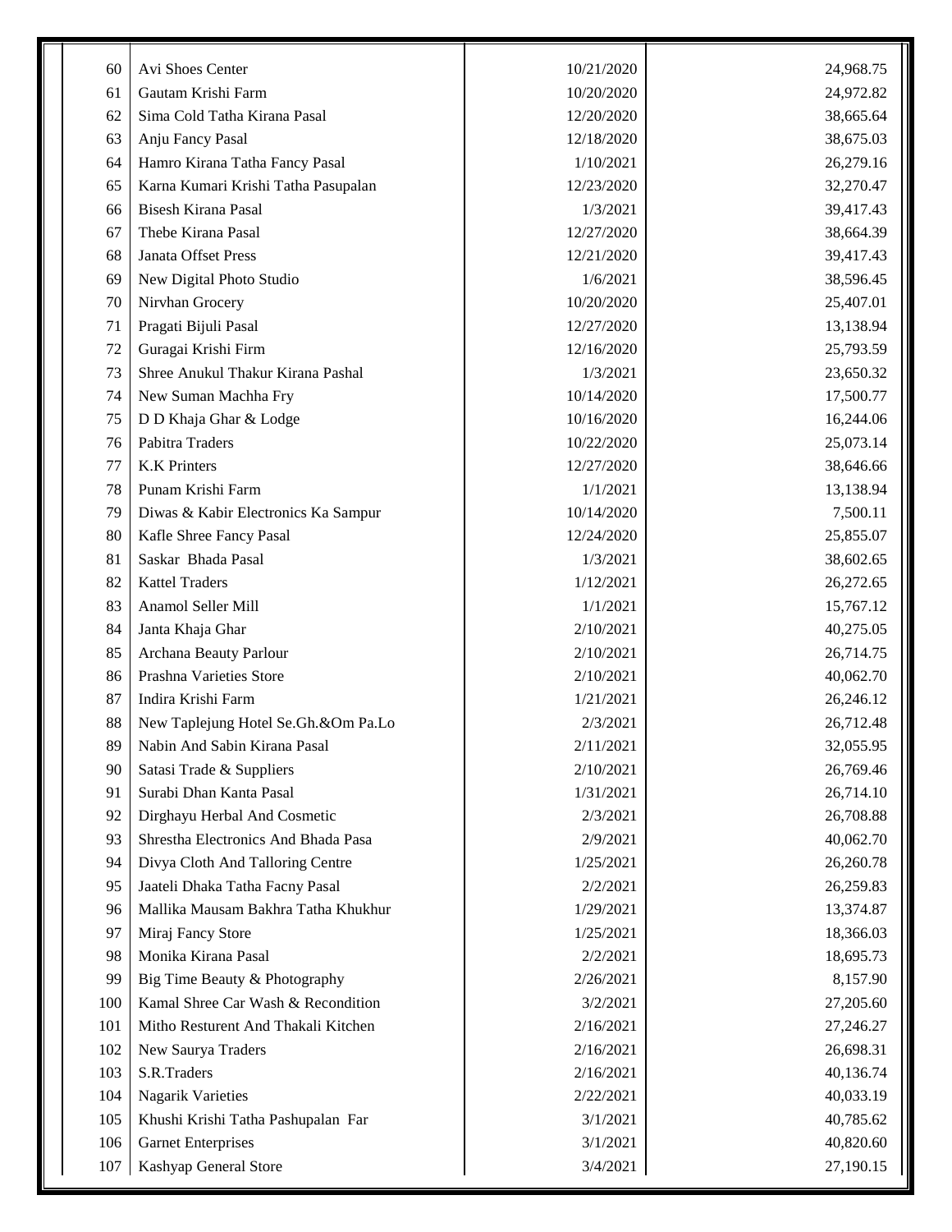| | | | |
|---|---|---|---|
| 60 | Avi Shoes Center | 10/21/2020 | 24,968.75 |
| 61 | Gautam Krishi Farm | 10/20/2020 | 24,972.82 |
| 62 | Sima Cold Tatha Kirana Pasal | 12/20/2020 | 38,665.64 |
| 63 | Anju Fancy Pasal | 12/18/2020 | 38,675.03 |
| 64 | Hamro Kirana Tatha Fancy Pasal | 1/10/2021 | 26,279.16 |
| 65 | Karna Kumari Krishi Tatha Pasupalan | 12/23/2020 | 32,270.47 |
| 66 | Bisesh Kirana Pasal | 1/3/2021 | 39,417.43 |
| 67 | Thebe Kirana Pasal | 12/27/2020 | 38,664.39 |
| 68 | Janata Offset Press | 12/21/2020 | 39,417.43 |
| 69 | New Digital Photo Studio | 1/6/2021 | 38,596.45 |
| 70 | Nirvhan Grocery | 10/20/2020 | 25,407.01 |
| 71 | Pragati Bijuli Pasal | 12/27/2020 | 13,138.94 |
| 72 | Guragai Krishi Firm | 12/16/2020 | 25,793.59 |
| 73 | Shree Anukul Thakur Kirana Pashal | 1/3/2021 | 23,650.32 |
| 74 | New Suman Machha Fry | 10/14/2020 | 17,500.77 |
| 75 | D D Khaja Ghar & Lodge | 10/16/2020 | 16,244.06 |
| 76 | Pabitra Traders | 10/22/2020 | 25,073.14 |
| 77 | K.K Printers | 12/27/2020 | 38,646.66 |
| 78 | Punam Krishi Farm | 1/1/2021 | 13,138.94 |
| 79 | Diwas & Kabir Electronics Ka Sampur | 10/14/2020 | 7,500.11 |
| 80 | Kafle Shree Fancy Pasal | 12/24/2020 | 25,855.07 |
| 81 | Saskar Bhada Pasal | 1/3/2021 | 38,602.65 |
| 82 | Kattel Traders | 1/12/2021 | 26,272.65 |
| 83 | Anamol Seller Mill | 1/1/2021 | 15,767.12 |
| 84 | Janta Khaja Ghar | 2/10/2021 | 40,275.05 |
| 85 | Archana Beauty Parlour | 2/10/2021 | 26,714.75 |
| 86 | Prashna Varieties Store | 2/10/2021 | 40,062.70 |
| 87 | Indira Krishi Farm | 1/21/2021 | 26,246.12 |
| 88 | New Taplejung Hotel Se.Gh.&Om Pa.Lo | 2/3/2021 | 26,712.48 |
| 89 | Nabin And Sabin Kirana Pasal | 2/11/2021 | 32,055.95 |
| 90 | Satasi Trade & Suppliers | 2/10/2021 | 26,769.46 |
| 91 | Surabi Dhan Kanta Pasal | 1/31/2021 | 26,714.10 |
| 92 | Dirghayu Herbal And Cosmetic | 2/3/2021 | 26,708.88 |
| 93 | Shrestha Electronics And Bhada Pasa | 2/9/2021 | 40,062.70 |
| 94 | Divya Cloth And Talloring Centre | 1/25/2021 | 26,260.78 |
| 95 | Jaateli Dhaka Tatha Facny Pasal | 2/2/2021 | 26,259.83 |
| 96 | Mallika Mausam Bakhra Tatha Khukhur | 1/29/2021 | 13,374.87 |
| 97 | Miraj Fancy Store | 1/25/2021 | 18,366.03 |
| 98 | Monika Kirana Pasal | 2/2/2021 | 18,695.73 |
| 99 | Big Time Beauty & Photography | 2/26/2021 | 8,157.90 |
| 100 | Kamal Shree Car Wash & Recondition | 3/2/2021 | 27,205.60 |
| 101 | Mitho Resturent And Thakali Kitchen | 2/16/2021 | 27,246.27 |
| 102 | New Saurya Traders | 2/16/2021 | 26,698.31 |
| 103 | S.R.Traders | 2/16/2021 | 40,136.74 |
| 104 | Nagarik Varieties | 2/22/2021 | 40,033.19 |
| 105 | Khushi Krishi Tatha Pashupalan Far | 3/1/2021 | 40,785.62 |
| 106 | Garnet Enterprises | 3/1/2021 | 40,820.60 |
| 107 | Kashyap General Store | 3/4/2021 | 27,190.15 |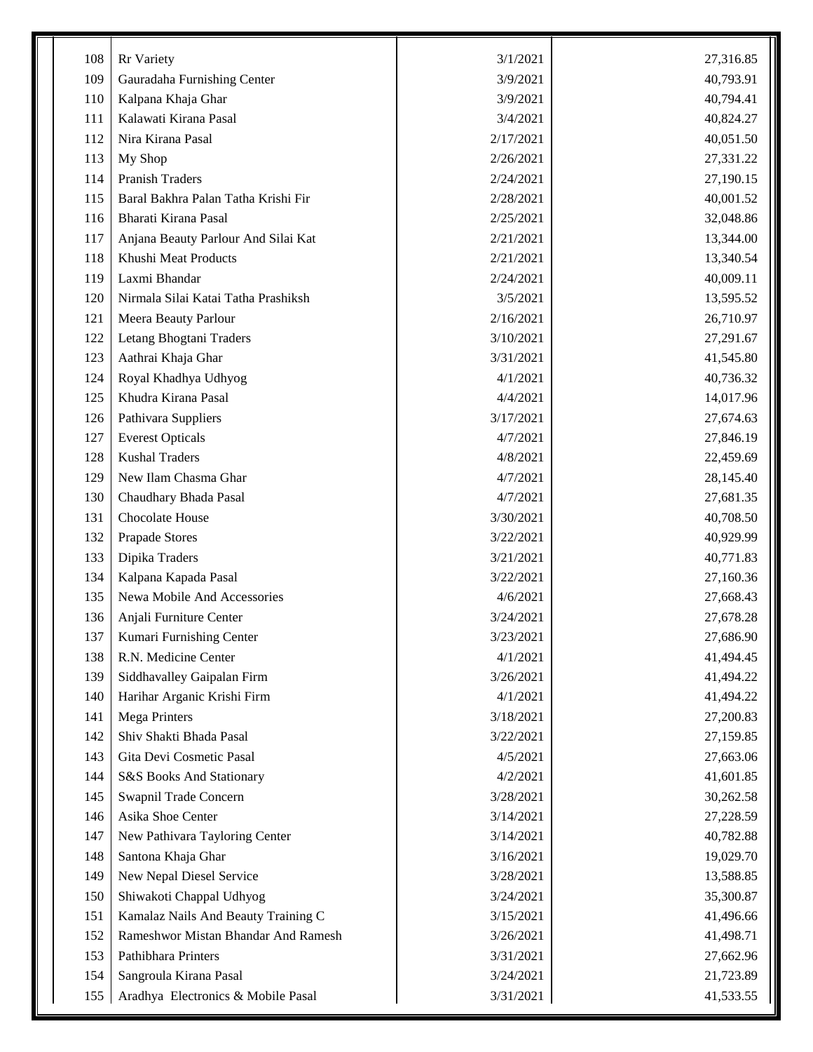|  |  |  |  |
|---|---|---|---|
| 108 | Rr Variety | 3/1/2021 | 27,316.85 |
| 109 | Gauradaha Furnishing Center | 3/9/2021 | 40,793.91 |
| 110 | Kalpana Khaja Ghar | 3/9/2021 | 40,794.41 |
| 111 | Kalawati Kirana Pasal | 3/4/2021 | 40,824.27 |
| 112 | Nira Kirana Pasal | 2/17/2021 | 40,051.50 |
| 113 | My Shop | 2/26/2021 | 27,331.22 |
| 114 | Pranish Traders | 2/24/2021 | 27,190.15 |
| 115 | Baral Bakhra Palan Tatha Krishi Fir | 2/28/2021 | 40,001.52 |
| 116 | Bharati Kirana Pasal | 2/25/2021 | 32,048.86 |
| 117 | Anjana Beauty Parlour And Silai Kat | 2/21/2021 | 13,344.00 |
| 118 | Khushi Meat Products | 2/21/2021 | 13,340.54 |
| 119 | Laxmi Bhandar | 2/24/2021 | 40,009.11 |
| 120 | Nirmala Silai Katai Tatha Prashiksh | 3/5/2021 | 13,595.52 |
| 121 | Meera Beauty Parlour | 2/16/2021 | 26,710.97 |
| 122 | Letang Bhogtani Traders | 3/10/2021 | 27,291.67 |
| 123 | Aathrai Khaja Ghar | 3/31/2021 | 41,545.80 |
| 124 | Royal Khadhya Udhyog | 4/1/2021 | 40,736.32 |
| 125 | Khudra Kirana Pasal | 4/4/2021 | 14,017.96 |
| 126 | Pathivara Suppliers | 3/17/2021 | 27,674.63 |
| 127 | Everest Opticals | 4/7/2021 | 27,846.19 |
| 128 | Kushal Traders | 4/8/2021 | 22,459.69 |
| 129 | New Ilam Chasma Ghar | 4/7/2021 | 28,145.40 |
| 130 | Chaudhary Bhada Pasal | 4/7/2021 | 27,681.35 |
| 131 | Chocolate House | 3/30/2021 | 40,708.50 |
| 132 | Prapade Stores | 3/22/2021 | 40,929.99 |
| 133 | Dipika Traders | 3/21/2021 | 40,771.83 |
| 134 | Kalpana Kapada Pasal | 3/22/2021 | 27,160.36 |
| 135 | Newa Mobile And Accessories | 4/6/2021 | 27,668.43 |
| 136 | Anjali Furniture Center | 3/24/2021 | 27,678.28 |
| 137 | Kumari Furnishing Center | 3/23/2021 | 27,686.90 |
| 138 | R.N. Medicine Center | 4/1/2021 | 41,494.45 |
| 139 | Siddhavalley Gaipalan Firm | 3/26/2021 | 41,494.22 |
| 140 | Harihar Arganic Krishi Firm | 4/1/2021 | 41,494.22 |
| 141 | Mega Printers | 3/18/2021 | 27,200.83 |
| 142 | Shiv Shakti Bhada Pasal | 3/22/2021 | 27,159.85 |
| 143 | Gita Devi Cosmetic Pasal | 4/5/2021 | 27,663.06 |
| 144 | S&S Books And Stationary | 4/2/2021 | 41,601.85 |
| 145 | Swapnil Trade Concern | 3/28/2021 | 30,262.58 |
| 146 | Asika Shoe Center | 3/14/2021 | 27,228.59 |
| 147 | New Pathivara Tayloring Center | 3/14/2021 | 40,782.88 |
| 148 | Santona Khaja Ghar | 3/16/2021 | 19,029.70 |
| 149 | New Nepal Diesel Service | 3/28/2021 | 13,588.85 |
| 150 | Shiwakoti Chappal Udhyog | 3/24/2021 | 35,300.87 |
| 151 | Kamalaz Nails And Beauty Training C | 3/15/2021 | 41,496.66 |
| 152 | Rameshwor Mistan Bhandar And Ramesh | 3/26/2021 | 41,498.71 |
| 153 | Pathibhara Printers | 3/31/2021 | 27,662.96 |
| 154 | Sangroula Kirana Pasal | 3/24/2021 | 21,723.89 |
| 155 | Aradhya Electronics & Mobile Pasal | 3/31/2021 | 41,533.55 |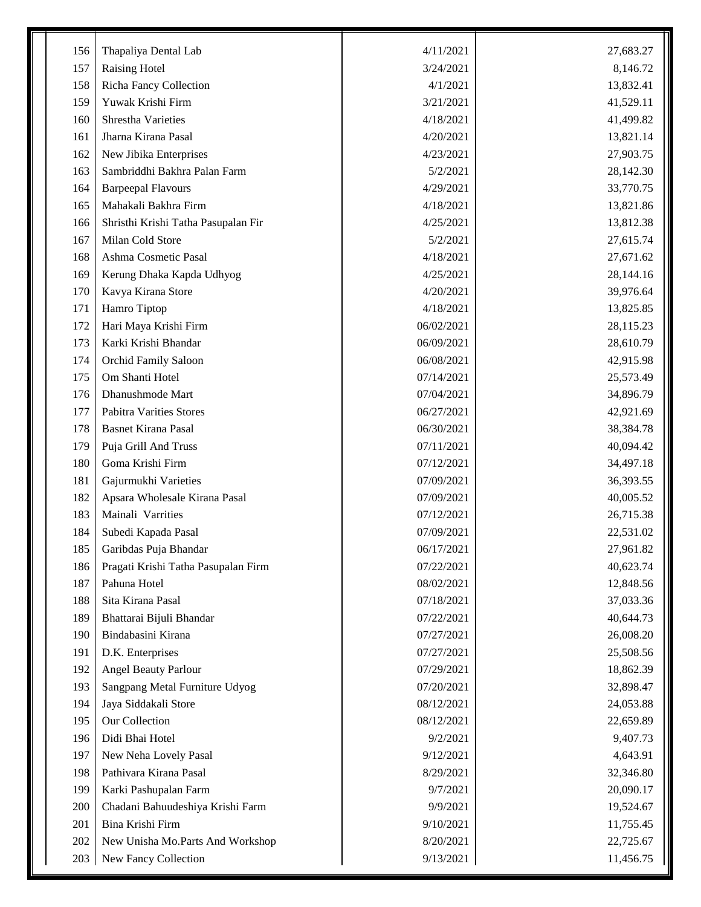| | | | |
|---|---|---|---|
| 156 | Thapaliya Dental Lab | 4/11/2021 | 27,683.27 |
| 157 | Raising Hotel | 3/24/2021 | 8,146.72 |
| 158 | Richa Fancy Collection | 4/1/2021 | 13,832.41 |
| 159 | Yuwak Krishi Firm | 3/21/2021 | 41,529.11 |
| 160 | Shrestha Varieties | 4/18/2021 | 41,499.82 |
| 161 | Jharna Kirana Pasal | 4/20/2021 | 13,821.14 |
| 162 | New Jibika Enterprises | 4/23/2021 | 27,903.75 |
| 163 | Sambriddhi Bakhra Palan Farm | 5/2/2021 | 28,142.30 |
| 164 | Barpeepal Flavours | 4/29/2021 | 33,770.75 |
| 165 | Mahakali Bakhra Firm | 4/18/2021 | 13,821.86 |
| 166 | Shristhi Krishi Tatha Pasupalan Fir | 4/25/2021 | 13,812.38 |
| 167 | Milan Cold Store | 5/2/2021 | 27,615.74 |
| 168 | Ashma Cosmetic Pasal | 4/18/2021 | 27,671.62 |
| 169 | Kerung Dhaka Kapda Udhyog | 4/25/2021 | 28,144.16 |
| 170 | Kavya Kirana Store | 4/20/2021 | 39,976.64 |
| 171 | Hamro Tiptop | 4/18/2021 | 13,825.85 |
| 172 | Hari Maya Krishi Firm | 06/02/2021 | 28,115.23 |
| 173 | Karki Krishi Bhandar | 06/09/2021 | 28,610.79 |
| 174 | Orchid Family Saloon | 06/08/2021 | 42,915.98 |
| 175 | Om Shanti Hotel | 07/14/2021 | 25,573.49 |
| 176 | Dhanushmode Mart | 07/04/2021 | 34,896.79 |
| 177 | Pabitra Varities Stores | 06/27/2021 | 42,921.69 |
| 178 | Basnet Kirana Pasal | 06/30/2021 | 38,384.78 |
| 179 | Puja Grill And Truss | 07/11/2021 | 40,094.42 |
| 180 | Goma Krishi Firm | 07/12/2021 | 34,497.18 |
| 181 | Gajurmukhi Varieties | 07/09/2021 | 36,393.55 |
| 182 | Apsara Wholesale Kirana Pasal | 07/09/2021 | 40,005.52 |
| 183 | Mainali Varrities | 07/12/2021 | 26,715.38 |
| 184 | Subedi Kapada Pasal | 07/09/2021 | 22,531.02 |
| 185 | Garibdas Puja Bhandar | 06/17/2021 | 27,961.82 |
| 186 | Pragati Krishi Tatha Pasupalan Firm | 07/22/2021 | 40,623.74 |
| 187 | Pahuna Hotel | 08/02/2021 | 12,848.56 |
| 188 | Sita Kirana Pasal | 07/18/2021 | 37,033.36 |
| 189 | Bhattarai Bijuli Bhandar | 07/22/2021 | 40,644.73 |
| 190 | Bindabasini Kirana | 07/27/2021 | 26,008.20 |
| 191 | D.K. Enterprises | 07/27/2021 | 25,508.56 |
| 192 | Angel Beauty Parlour | 07/29/2021 | 18,862.39 |
| 193 | Sangpang Metal Furniture Udyog | 07/20/2021 | 32,898.47 |
| 194 | Jaya Siddakali Store | 08/12/2021 | 24,053.88 |
| 195 | Our Collection | 08/12/2021 | 22,659.89 |
| 196 | Didi Bhai Hotel | 9/2/2021 | 9,407.73 |
| 197 | New Neha Lovely Pasal | 9/12/2021 | 4,643.91 |
| 198 | Pathivara Kirana Pasal | 8/29/2021 | 32,346.80 |
| 199 | Karki Pashupalan Farm | 9/7/2021 | 20,090.17 |
| 200 | Chadani Bahuudeshiya Krishi Farm | 9/9/2021 | 19,524.67 |
| 201 | Bina Krishi Firm | 9/10/2021 | 11,755.45 |
| 202 | New Unisha Mo.Parts And Workshop | 8/20/2021 | 22,725.67 |
| 203 | New Fancy Collection | 9/13/2021 | 11,456.75 |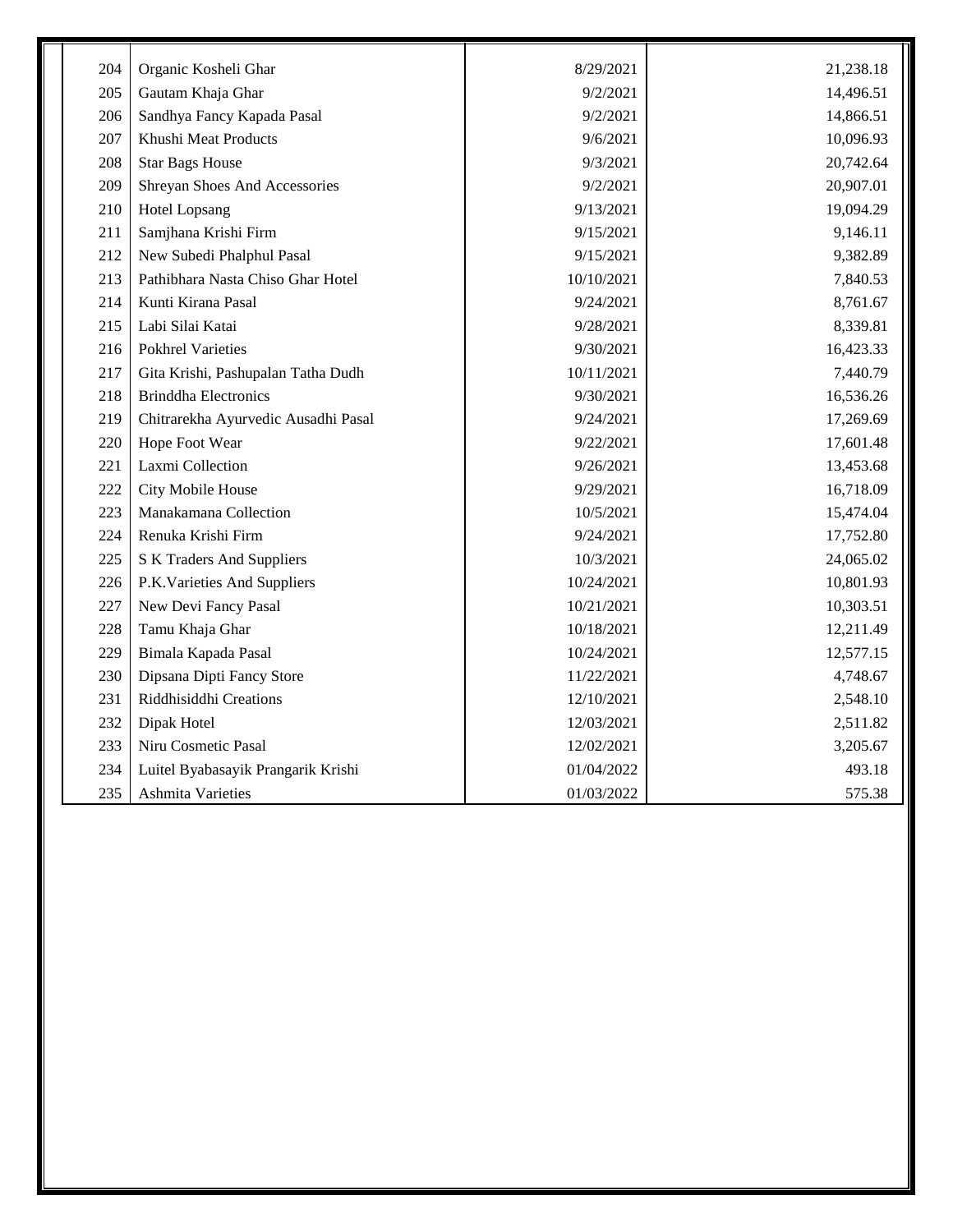| | | | |
|---|---|---|---|
| 204 | Organic Kosheli Ghar | 8/29/2021 | 21,238.18 |
| 205 | Gautam Khaja Ghar | 9/2/2021 | 14,496.51 |
| 206 | Sandhya Fancy Kapada Pasal | 9/2/2021 | 14,866.51 |
| 207 | Khushi Meat Products | 9/6/2021 | 10,096.93 |
| 208 | Star Bags House | 9/3/2021 | 20,742.64 |
| 209 | Shreyan Shoes And Accessories | 9/2/2021 | 20,907.01 |
| 210 | Hotel Lopsang | 9/13/2021 | 19,094.29 |
| 211 | Samjhana Krishi Firm | 9/15/2021 | 9,146.11 |
| 212 | New Subedi Phalphul Pasal | 9/15/2021 | 9,382.89 |
| 213 | Pathibhara Nasta Chiso Ghar Hotel | 10/10/2021 | 7,840.53 |
| 214 | Kunti Kirana Pasal | 9/24/2021 | 8,761.67 |
| 215 | Labi Silai Katai | 9/28/2021 | 8,339.81 |
| 216 | Pokhrel Varieties | 9/30/2021 | 16,423.33 |
| 217 | Gita Krishi, Pashupalan Tatha Dudh | 10/11/2021 | 7,440.79 |
| 218 | Brinddha Electronics | 9/30/2021 | 16,536.26 |
| 219 | Chitrarekha Ayurvedic Ausadhi Pasal | 9/24/2021 | 17,269.69 |
| 220 | Hope Foot Wear | 9/22/2021 | 17,601.48 |
| 221 | Laxmi Collection | 9/26/2021 | 13,453.68 |
| 222 | City Mobile House | 9/29/2021 | 16,718.09 |
| 223 | Manakamana Collection | 10/5/2021 | 15,474.04 |
| 224 | Renuka Krishi Firm | 9/24/2021 | 17,752.80 |
| 225 | S K Traders And Suppliers | 10/3/2021 | 24,065.02 |
| 226 | P.K.Varieties And Suppliers | 10/24/2021 | 10,801.93 |
| 227 | New Devi Fancy Pasal | 10/21/2021 | 10,303.51 |
| 228 | Tamu Khaja Ghar | 10/18/2021 | 12,211.49 |
| 229 | Bimala Kapada Pasal | 10/24/2021 | 12,577.15 |
| 230 | Dipsana Dipti Fancy Store | 11/22/2021 | 4,748.67 |
| 231 | Riddhisiddhi Creations | 12/10/2021 | 2,548.10 |
| 232 | Dipak Hotel | 12/03/2021 | 2,511.82 |
| 233 | Niru Cosmetic Pasal | 12/02/2021 | 3,205.67 |
| 234 | Luitel Byabasayik Prangarik Krishi | 01/04/2022 | 493.18 |
| 235 | Ashmita Varieties | 01/03/2022 | 575.38 |